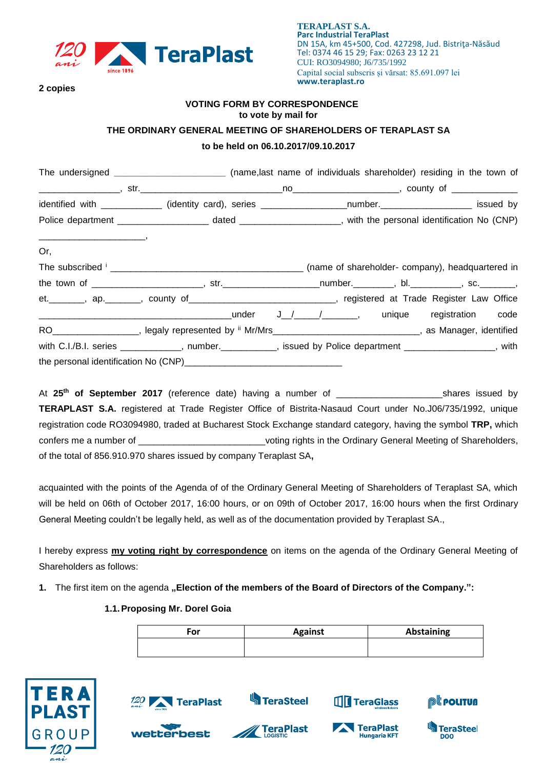**TERAPLAST S.A.**
**Parc Industrial TeraPlast**
DN 15A, km 45+500, Cod. 427298, Jud. Bistriţa-Năsăud
Tel: 0374 46 15 29; Fax: 0263 23 12 21
CUI: RO3094980; J6/735/1992
Capital social subscris și vărsat: 85.691.097 lei
**www.teraplast.ro**

**2 copies**

**VOTING FORM BY CORRESPONDENCE**
**to vote by mail for**
**THE ORDINARY GENERAL MEETING OF SHAREHOLDERS OF TERAPLAST SA**
**to be held on 06.10.2017/09.10.2017**

The undersigned _____________________ (name,last name of individuals shareholder) residing in the town of _______________, str.____________________________no____________________, county of ____________ identified with ___________ (identity card), series ________________number.________________ issued by Police department _________________ dated ___________________, with the personal identification No (CNP) ____________________,

Or,

The subscribed [i] ____________________________________ (name of shareholder- company), headquartered in the town of _____________________, str.__________________number.________, bl.__________, sc._______, et._______, ap._______, county of____________________________, registered at Trade Register Law Office ______________________________________under J_/____/______, unique registration code RO________________, legaly represented by [ii] Mr/Mrs______________________________, as Manager, identified with C.I./B.I. series ___________, number.__________, issued by Police department _________________, with the personal identification No (CNP)______________________________

At **25th of September 2017** (reference date) having a number of ____________________shares issued by **TERAPLAST S.A.** registered at Trade Register Office of Bistrita-Nasaud Court under No.J06/735/1992, unique registration code RO3094980, traded at Bucharest Stock Exchange standard category, having the symbol **TRP,** which confers me a number of ________________________voting rights in the Ordinary General Meeting of Shareholders, of the total of 856.910.970 shares issued by company Teraplast SA**,**

acquainted with the points of the Agenda of of the Ordinary General Meeting of Shareholders of Teraplast SA, which will be held on 06th of October 2017, 16:00 hours, or on 09th of October 2017, 16:00 hours when the first Ordinary General Meeting couldn't be legally held, as well as of the documentation provided by Teraplast SA.,

I hereby express **my voting right by correspondence** on items on the agenda of the Ordinary General Meeting of Shareholders as follows:

1. The first item on the agenda **„Election of the members of the Board of Directors of the Company.":**

**1.1. Proposing Mr. Dorel Goia**

| For | Against | Abstaining |
| --- | --- | --- |
| | | |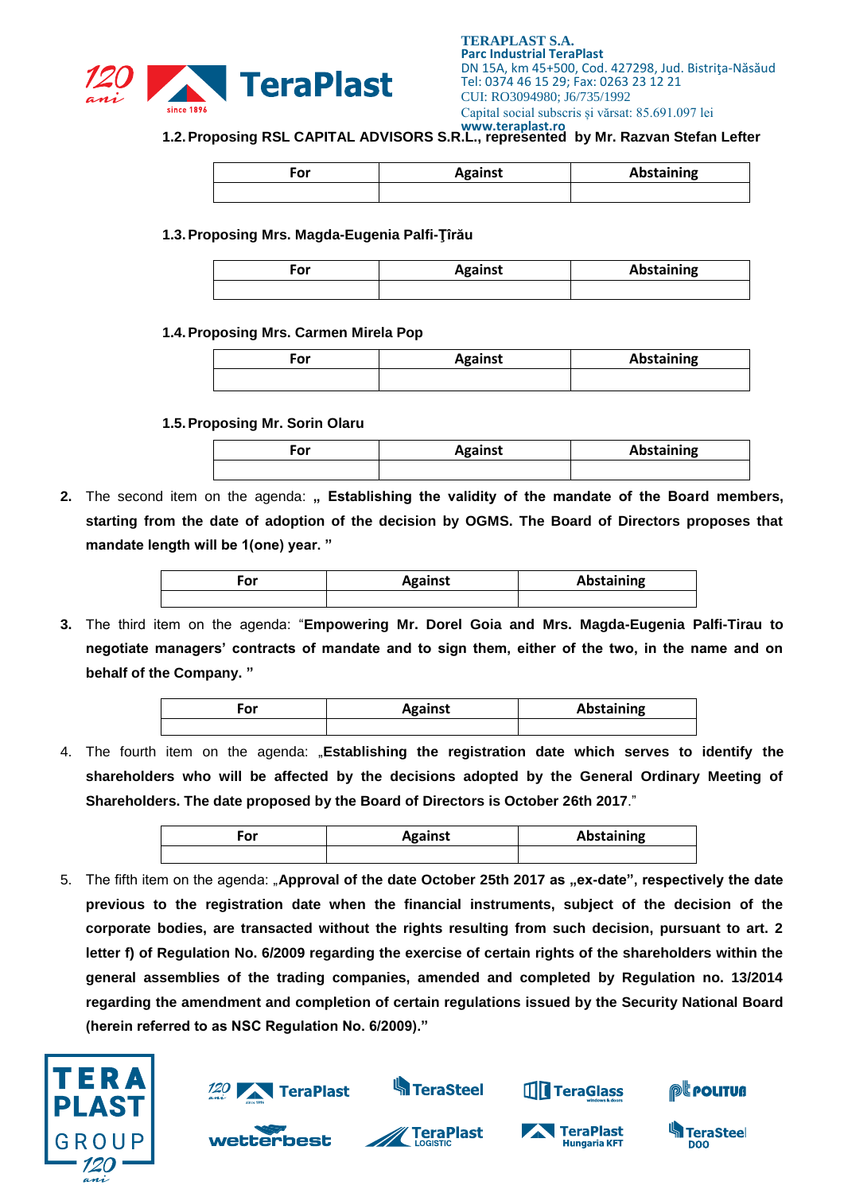**1.2. Proposing RSL CAPITAL ADVISORS S.R.L., represented by Mr. Razvan Stefan Lefter**

| For | Against | Abstaining |
|---|---|---|
| | | |

**1.3. Proposing Mrs. Magda-Eugenia Palfi-Ţîrău**

| For | Against | Abstaining |
|---|---|---|
| | | |

**1.4. Proposing Mrs. Carmen Mirela Pop**

| For | Against | Abstaining |
|---|---|---|
| | | |

**1.5. Proposing Mr. Sorin Olaru**

| For | Against | Abstaining |
|---|---|---|
| | | |

2. The second item on the agenda: **„ Establishing the validity of the mandate of the Board members, starting from the date of adoption of the decision by OGMS. The Board of Directors proposes that mandate length will be 1(one) year. "**

| For | Against | Abstaining |
|---|---|---|
| | | |

3. The third item on the agenda: "**Empowering Mr. Dorel Goia and Mrs. Magda-Eugenia Palfi-Tirau to negotiate managers' contracts of mandate and to sign them, either of the two, in the name and on behalf of the Company. "**

| For | Against | Abstaining |
|---|---|---|
| | | |

4. The fourth item on the agenda: „**Establishing the registration date which serves to identify the shareholders who will be affected by the decisions adopted by the General Ordinary Meeting of Shareholders. The date proposed by the Board of Directors is October 26th 2017**."

| For | Against | Abstaining |
|---|---|---|
| | | |

5. The fifth item on the agenda: „**Approval of the date October 25th 2017 as „ex-date", respectively the date previous to the registration date when the financial instruments, subject of the decision of the corporate bodies, are transacted without the rights resulting from such decision, pursuant to art. 2 letter f) of Regulation No. 6/2009 regarding the exercise of certain rights of the shareholders within the general assemblies of the trading companies, amended and completed by Regulation no. 13/2014 regarding the amendment and completion of certain regulations issued by the Security National Board (herein referred to as NSC Regulation No. 6/2009)."**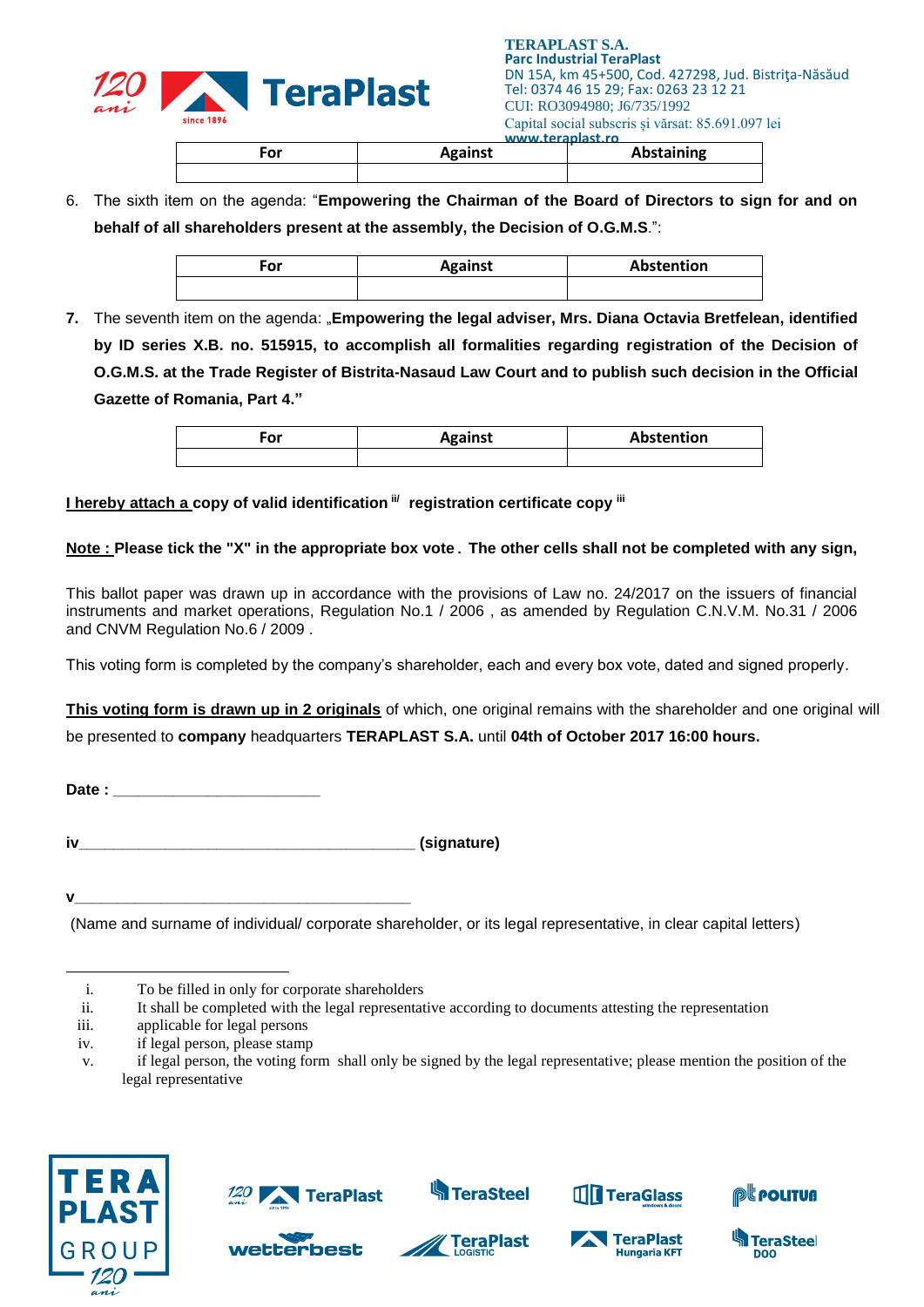| For | Against | Abstaining |
|---|---|---|
| | | |

6. The sixth item on the agenda: "**Empowering the Chairman of the Board of Directors to sign for and on behalf of all shareholders present at the assembly, the Decision of O.G.M.S**.":

| For | Against | Abstention |
|---|---|---|
| | | |

**7.** The seventh item on the agenda: „**Empowering the legal adviser, Mrs. Diana Octavia Bretfelean, identified by ID series X.B. no. 515915, to accomplish all formalities regarding registration of the Decision of O.G.M.S. at the Trade Register of Bistrita-Nasaud Law Court and to publish such decision in the Official Gazette of Romania, Part 4.**"

| For | Against | Abstention |
|---|---|---|
| | | |

**I hereby attach a copy of valid identification [ii]/ registration certificate copy [iii]**

**Note : Please tick the "X" in the appropriate box vote . The other cells shall not be completed with any sign,**

This ballot paper was drawn up in accordance with the provisions of Law no. 24/2017 on the issuers of financial instruments and market operations, Regulation No.1 / 2006 , as amended by Regulation C.N.V.M. No.31 / 2006 and CNVM Regulation No.6 / 2009 .

This voting form is completed by the company's shareholder, each and every box vote, dated and signed properly.

**This voting form is drawn up in 2 originals** of which, one original remains with the shareholder and one original will be presented to **company** headquarters **TERAPLAST S.A.** until **04th of October 2017 16:00 hours.**

**Date : ________________________**

**iv______________________________________ (signature)**

**v______________________________________**

(Name and surname of individual/ corporate shareholder, or its legal representative, in clear capital letters)

---

i. To be filled in only for corporate shareholders
ii. It shall be completed with the legal representative according to documents attesting the representation
iii. applicable for legal persons
iv. if legal person, please stamp
v. if legal person, the voting form shall only be signed by the legal representative; please mention the position of the legal representative